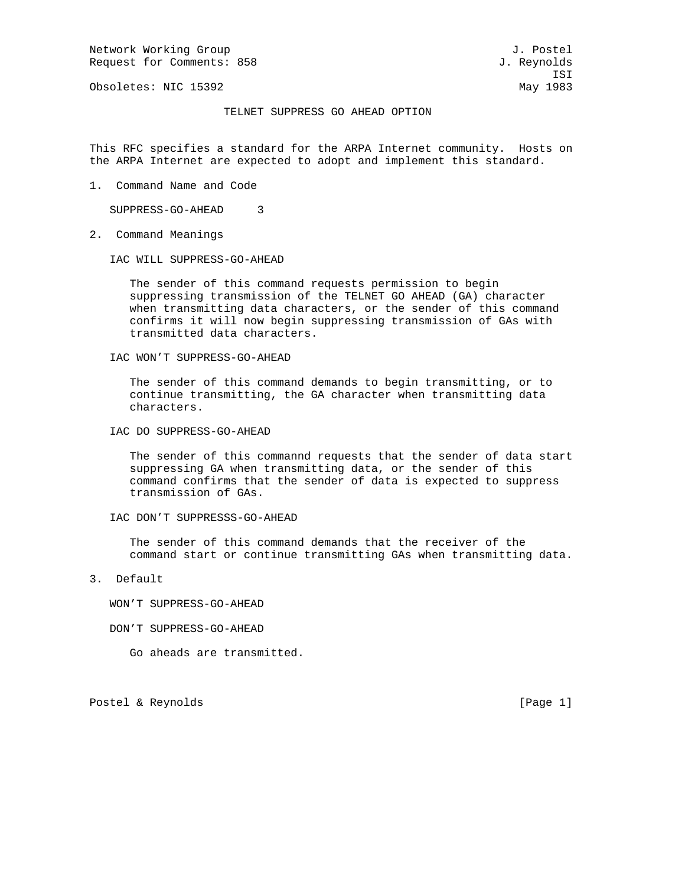Network Working Group J. Postel
Request for Comments: 858 J. Reynolds
ISI
Obsoletes: NIC 15392 May 1983

# TELNET SUPPRESS GO AHEAD OPTION

This RFC specifies a standard for the ARPA Internet community. Hosts on the ARPA Internet are expected to adopt and implement this standard.

## 1. Command Name and Code

SUPPRESS-GO-AHEAD 3

## 2. Command Meanings

IAC WILL SUPPRESS-GO-AHEAD

The sender of this command requests permission to begin suppressing transmission of the TELNET GO AHEAD (GA) character when transmitting data characters, or the sender of this command confirms it will now begin suppressing transmission of GAs with transmitted data characters.

IAC WON’T SUPPRESS-GO-AHEAD

The sender of this command demands to begin transmitting, or to continue transmitting, the GA character when transmitting data characters.

IAC DO SUPPRESS-GO-AHEAD

The sender of this commannd requests that the sender of data start suppressing GA when transmitting data, or the sender of this command confirms that the sender of data is expected to suppress transmission of GAs.

IAC DON’T SUPPRESSS-GO-AHEAD

The sender of this command demands that the receiver of the command start or continue transmitting GAs when transmitting data.

## 3. Default

WON’T SUPPRESS-GO-AHEAD

DON’T SUPPRESS-GO-AHEAD

Go aheads are transmitted.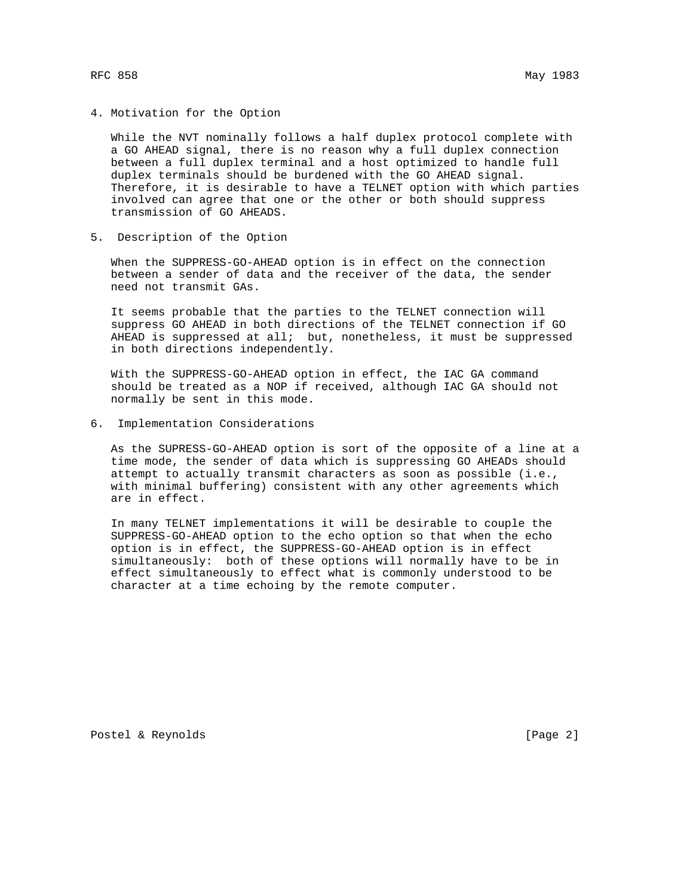## 4. Motivation for the Option

While the NVT nominally follows a half duplex protocol complete with a GO AHEAD signal, there is no reason why a full duplex connection between a full duplex terminal and a host optimized to handle full duplex terminals should be burdened with the GO AHEAD signal. Therefore, it is desirable to have a TELNET option with which parties involved can agree that one or the other or both should suppress transmission of GO AHEADS.

## 5. Description of the Option

When the SUPPRESS-GO-AHEAD option is in effect on the connection between a sender of data and the receiver of the data, the sender need not transmit GAs.

It seems probable that the parties to the TELNET connection will suppress GO AHEAD in both directions of the TELNET connection if GO AHEAD is suppressed at all; but, nonetheless, it must be suppressed in both directions independently.

With the SUPPRESS-GO-AHEAD option in effect, the IAC GA command should be treated as a NOP if received, although IAC GA should not normally be sent in this mode.

## 6. Implementation Considerations

As the SUPRESS-GO-AHEAD option is sort of the opposite of a line at a time mode, the sender of data which is suppressing GO AHEADs should attempt to actually transmit characters as soon as possible (i.e., with minimal buffering) consistent with any other agreements which are in effect.

In many TELNET implementations it will be desirable to couple the SUPPRESS-GO-AHEAD option to the echo option so that when the echo option is in effect, the SUPPRESS-GO-AHEAD option is in effect simultaneously: both of these options will normally have to be in effect simultaneously to effect what is commonly understood to be character at a time echoing by the remote computer.